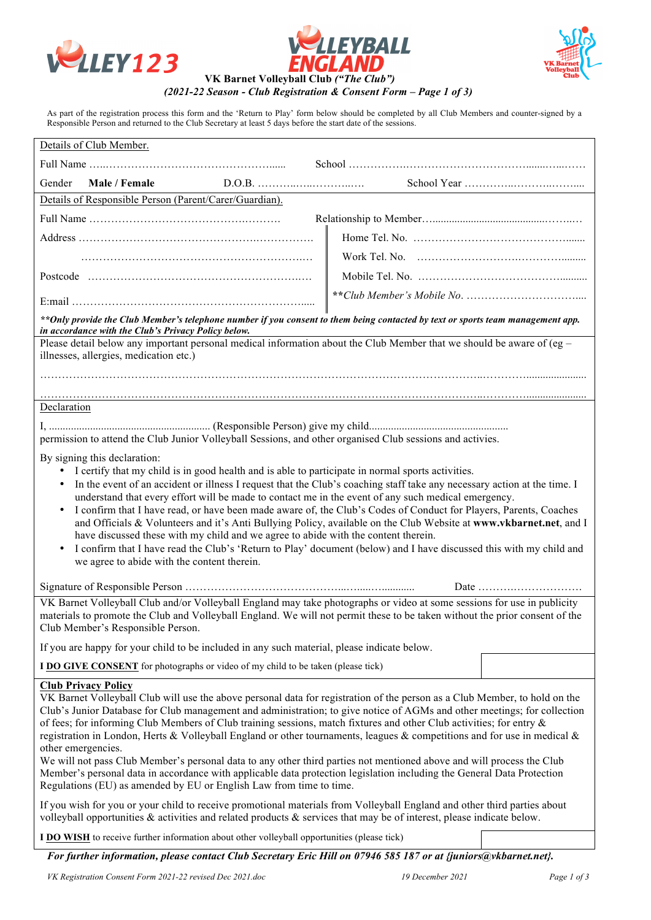# VK Barnet Volleyball Club *("The Club")*

***(2021-22 Season - Club Registration & Consent Form – Page 1 of 3)***

As part of the registration process this form and the 'Return to Play' form below should be completed by all Club Members and counter-signed by a Responsible Person and returned to the Club Secretary at least 5 days before the start date of the sessions.

## Details of Club Member.

Full Name ………………………………………………… School ………………………………………………………

Gender **Male / Female** D.O.B. ……………………… School Year ……………………………

## Details of Responsible Person (Parent/Carer/Guardian).

Full Name ………………………………………… Relationship to Member…………………………………

Address …………………………………………………………… Home Tel. No. ………………………………

……………………………………………………………… Work Tel. No. ………………………………

Postcode ………………………………………………………… Mobile Tel. No. ………………………………

E:mail ……………………………………………………………… ***Club Member's Mobile No.* ……………………

***\*\*Only provide the Club Member's telephone number if you consent to them being contacted by text or sports team management app. in accordance with the Club's Privacy Policy below.***

Please detail below any important personal medical information about the Club Member that we should be aware of (eg – illnesses, allergies, medication etc.)

………………………………………………………………………………………………………………………………

………………………………………………………………………………………………………………………………

## Declaration

I, ……………………………………… (Responsible Person) give my child……………………………………… permission to attend the Club Junior Volleyball Sessions, and other organised Club sessions and activies.

By signing this declaration:

- I certify that my child is in good health and is able to participate in normal sports activities.
- In the event of an accident or illness I request that the Club's coaching staff take any necessary action at the time. I understand that every effort will be made to contact me in the event of any such medical emergency.
- I confirm that I have read, or have been made aware of, the Club's Codes of Conduct for Players, Parents, Coaches and Officials & Volunteers and it's Anti Bullying Policy, available on the Club Website at **www.vkbarnet.net**, and I have discussed these with my child and we agree to abide with the content therein.
- I confirm that I have read the Club's 'Return to Play' document (below) and I have discussed this with my child and we agree to abide with the content therein.

Signature of Responsible Person ……………………………………………… Date ……………………………

VK Barnet Volleyball Club and/or Volleyball England may take photographs or video at some sessions for use in publicity materials to promote the Club and Volleyball England. We will not permit these to be taken without the prior consent of the Club Member's Responsible Person.

If you are happy for your child to be included in any such material, please indicate below.

**I DO GIVE CONSENT** for photographs or video of my child to be taken (please tick) ☐

## Club Privacy Policy

VK Barnet Volleyball Club will use the above personal data for registration of the person as a Club Member, to hold on the Club's Junior Database for Club management and administration; to give notice of AGMs and other meetings; for collection of fees; for informing Club Members of Club training sessions, match fixtures and other Club activities; for entry & registration in London, Herts & Volleyball England or other tournaments, leagues & competitions and for use in medical & other emergencies.

We will not pass Club Member's personal data to any other third parties not mentioned above and will process the Club Member's personal data in accordance with applicable data protection legislation including the General Data Protection Regulations (EU) as amended by EU or English Law from time to time.

If you wish for you or your child to receive promotional materials from Volleyball England and other third parties about volleyball opportunities & activities and related products & services that may be of interest, please indicate below.

**I DO WISH** to receive further information about other volleyball opportunities (please tick) ☐

***For further information, please contact Club Secretary Eric Hill on 07946 585 187 or at {juniors@vkbarnet.net}.***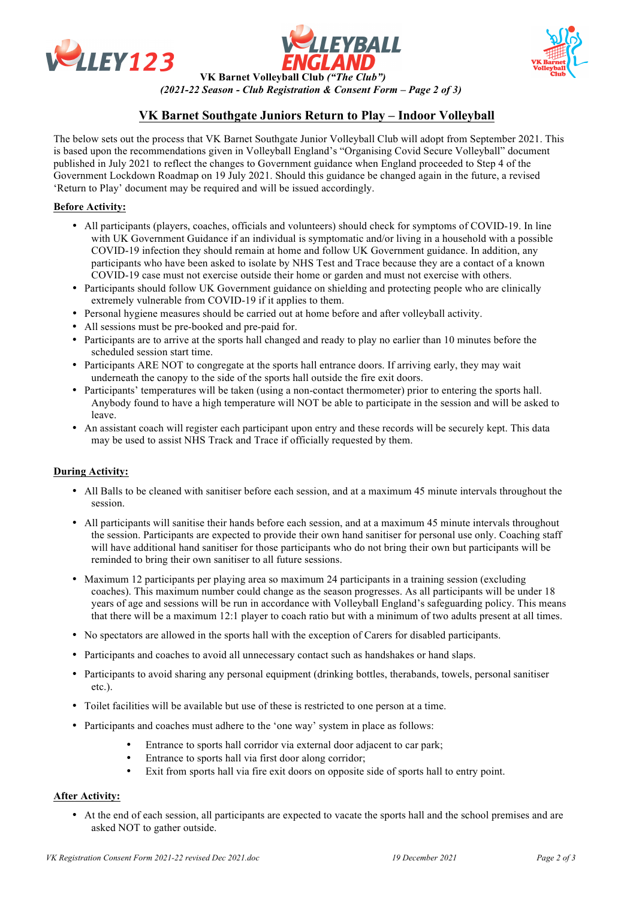VK Barnet Volleyball Club *("The Club")*

*(2021-22 Season - Club Registration & Consent Form – Page 2 of 3)*

## VK Barnet Southgate Juniors Return to Play – Indoor Volleyball

The below sets out the process that VK Barnet Southgate Junior Volleyball Club will adopt from September 2021. This is based upon the recommendations given in Volleyball England's "Organising Covid Secure Volleyball" document published in July 2021 to reflect the changes to Government guidance when England proceeded to Step 4 of the Government Lockdown Roadmap on 19 July 2021. Should this guidance be changed again in the future, a revised 'Return to Play' document may be required and will be issued accordingly.

**Before Activity:**

- All participants (players, coaches, officials and volunteers) should check for symptoms of COVID-19. In line with UK Government Guidance if an individual is symptomatic and/or living in a household with a possible COVID-19 infection they should remain at home and follow UK Government guidance. In addition, any participants who have been asked to isolate by NHS Test and Trace because they are a contact of a known COVID-19 case must not exercise outside their home or garden and must not exercise with others.
- Participants should follow UK Government guidance on shielding and protecting people who are clinically extremely vulnerable from COVID-19 if it applies to them.
- Personal hygiene measures should be carried out at home before and after volleyball activity.
- All sessions must be pre-booked and pre-paid for.
- Participants are to arrive at the sports hall changed and ready to play no earlier than 10 minutes before the scheduled session start time.
- Participants ARE NOT to congregate at the sports hall entrance doors. If arriving early, they may wait underneath the canopy to the side of the sports hall outside the fire exit doors.
- Participants' temperatures will be taken (using a non-contact thermometer) prior to entering the sports hall. Anybody found to have a high temperature will NOT be able to participate in the session and will be asked to leave.
- An assistant coach will register each participant upon entry and these records will be securely kept. This data may be used to assist NHS Track and Trace if officially requested by them.

**During Activity:**

- All Balls to be cleaned with sanitiser before each session, and at a maximum 45 minute intervals throughout the session.
- All participants will sanitise their hands before each session, and at a maximum 45 minute intervals throughout the session. Participants are expected to provide their own hand sanitiser for personal use only. Coaching staff will have additional hand sanitiser for those participants who do not bring their own but participants will be reminded to bring their own sanitiser to all future sessions.
- Maximum 12 participants per playing area so maximum 24 participants in a training session (excluding coaches). This maximum number could change as the season progresses. As all participants will be under 18 years of age and sessions will be run in accordance with Volleyball England's safeguarding policy. This means that there will be a maximum 12:1 player to coach ratio but with a minimum of two adults present at all times.
- No spectators are allowed in the sports hall with the exception of Carers for disabled participants.
- Participants and coaches to avoid all unnecessary contact such as handshakes or hand slaps.
- Participants to avoid sharing any personal equipment (drinking bottles, therabands, towels, personal sanitiser etc.).
- Toilet facilities will be available but use of these is restricted to one person at a time.
- Participants and coaches must adhere to the 'one way' system in place as follows:
  - Entrance to sports hall corridor via external door adjacent to car park;
  - Entrance to sports hall via first door along corridor;
  - Exit from sports hall via fire exit doors on opposite side of sports hall to entry point.

**After Activity:**

- At the end of each session, all participants are expected to vacate the sports hall and the school premises and are asked NOT to gather outside.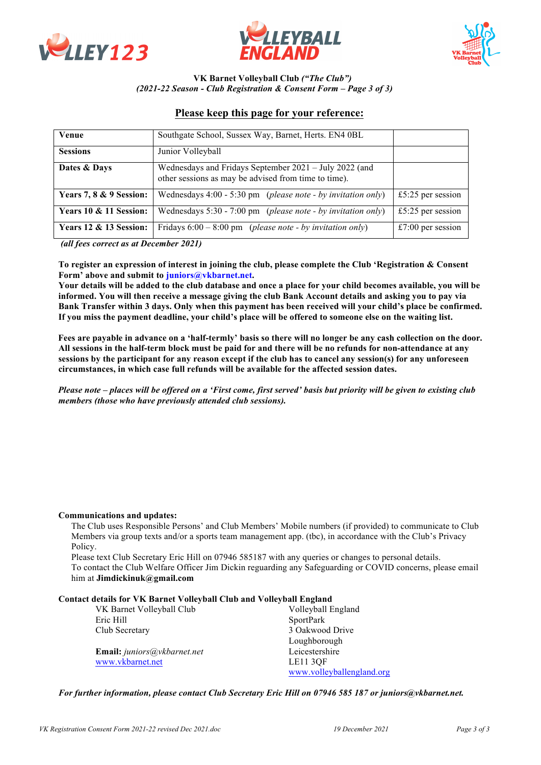**VK Barnet Volleyball Club** ***("The Club")***
***(2021-22 Season - Club Registration & Consent Form – Page 3 of 3)***

## Please keep this page for your reference:

| | | |
|---|---|---|
| **Venue** | Southgate School, Sussex Way, Barnet, Herts. EN4 0BL | |
| **Sessions** | Junior Volleyball | |
| **Dates & Days** | Wednesdays and Fridays September 2021 – July 2022 (and other sessions as may be advised from time to time). | |
| **Years 7, 8 & 9 Session:** | Wednesdays 4:00 - 5:30 pm *(please note - by invitation only)* | £5:25 per session |
| **Years 10 & 11 Session:** | Wednesdays 5:30 - 7:00 pm *(please note - by invitation only)* | £5:25 per session |
| **Years 12 & 13 Session:** | Fridays 6:00 – 8:00 pm *(please note - by invitation only)* | £7:00 per session |

***(all fees correct as at December 2021)***

**To register an expression of interest in joining the club, please complete the Club 'Registration & Consent Form' above and submit to juniors@vkbarnet.net.**
**Your details will be added to the club database and once a place for your child becomes available, you will be informed. You will then receive a message giving the club Bank Account details and asking you to pay via Bank Transfer within 3 days. Only when this payment has been received will your child's place be confirmed. If you miss the payment deadline, your child's place will be offered to someone else on the waiting list.**

**Fees are payable in advance on a 'half-termly' basis so there will no longer be any cash collection on the door. All sessions in the half-term block must be paid for and there will be no refunds for non-attendance at any sessions by the participant for any reason except if the club has to cancel any session(s) for any unforeseen circumstances, in which case full refunds will be available for the affected session dates.**

***Please note – places will be offered on a 'First come, first served' basis but priority will be given to existing club members (those who have previously attended club sessions).***

**Communications and updates:**

The Club uses Responsible Persons' and Club Members' Mobile numbers (if provided) to communicate to Club Members via group texts and/or a sports team management app. (tbc), in accordance with the Club's Privacy Policy.
Please text Club Secretary Eric Hill on 07946 585187 with any queries or changes to personal details.
To contact the Club Welfare Officer Jim Dickin reguarding any Safeguarding or COVID concerns, please email him at **Jimdickinuk@gmail.com**

**Contact details for VK Barnet Volleyball Club and Volleyball England**

VK Barnet Volleyball Club
Eric Hill
Club Secretary

**Email:** *juniors@vkbarnet.net*
www.vkbarnet.net

Volleyball England
SportPark
3 Oakwood Drive
Loughborough
Leicestershire
LE11 3QF
www.volleyballengland.org

***For further information, please contact Club Secretary Eric Hill on 07946 585 187 or juniors@vkbarnet.net.***